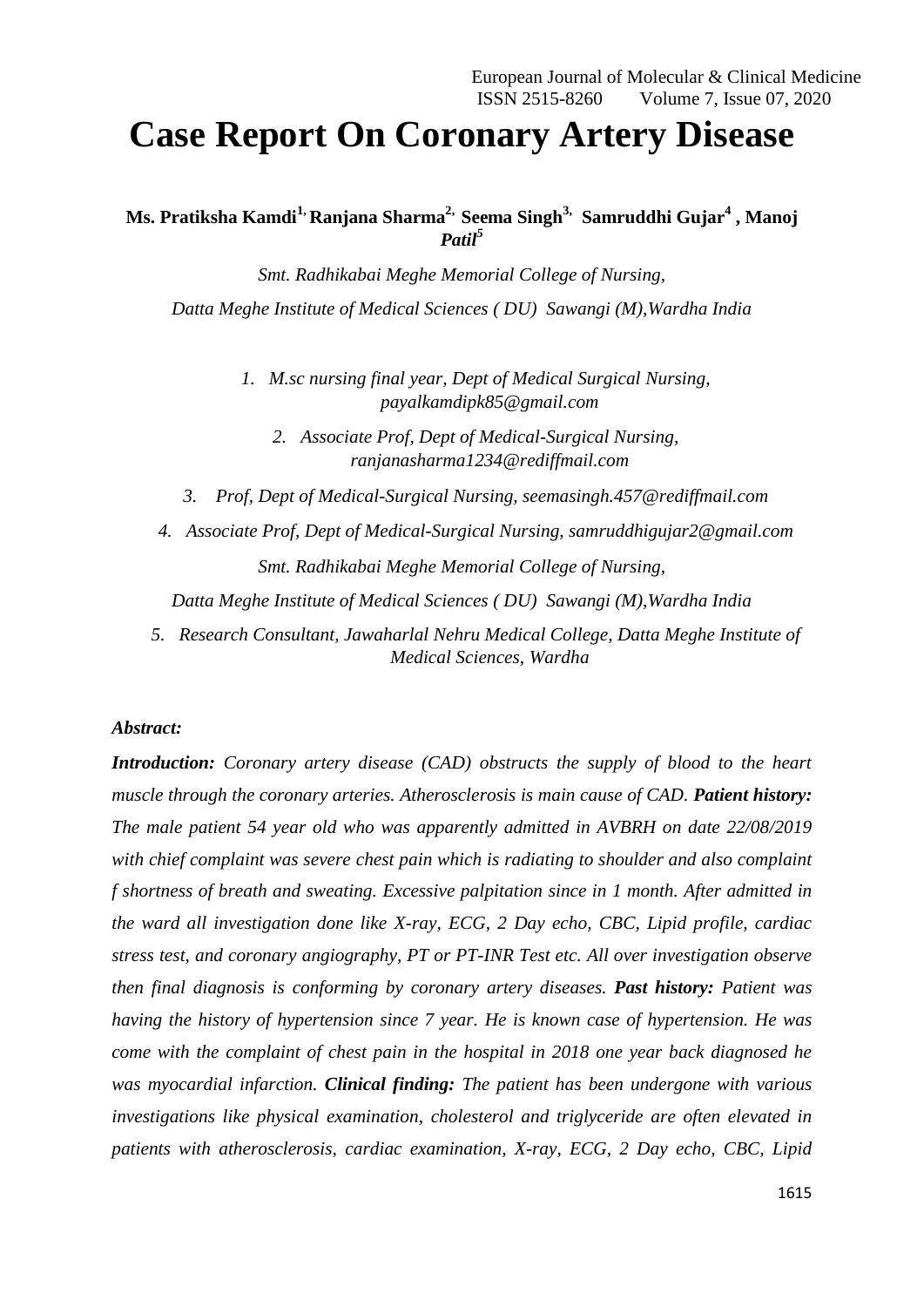# Case Report On Coronary Artery Disease

**Ms. Pratiksha Kamdi[1,] Ranjana Sharma[2,] Seema Singh[3,] Samruddhi Gujar[4] , Manoj *Patil*[5]**

*Smt. Radhikabai Meghe Memorial College of Nursing,*

*Datta Meghe Institute of Medical Sciences ( DU) Sawangi (M),Wardha India*

1. *M.sc nursing final year, Dept of Medical Surgical Nursing, payalkamdipk85@gmail.com*
2. *Associate Prof, Dept of Medical-Surgical Nursing, ranjanasharma1234@rediffmail.com*
3. *Prof, Dept of Medical-Surgical Nursing, seemasingh.457@rediffmail.com*
4. *Associate Prof, Dept of Medical-Surgical Nursing, samruddhigujar2@gmail.com*

*Smt. Radhikabai Meghe Memorial College of Nursing,*

*Datta Meghe Institute of Medical Sciences ( DU) Sawangi (M),Wardha India*

5. *Research Consultant, Jawaharlal Nehru Medical College, Datta Meghe Institute of Medical Sciences, Wardha*

***Abstract:***

***Introduction:*** *Coronary artery disease (CAD) obstructs the supply of blood to the heart muscle through the coronary arteries. Atherosclerosis is main cause of CAD.* ***Patient history:*** *The male patient 54 year old who was apparently admitted in AVBRH on date 22/08/2019 with chief complaint was severe chest pain which is radiating to shoulder and also complaint f shortness of breath and sweating. Excessive palpitation since in 1 month. After admitted in the ward all investigation done like X-ray, ECG, 2 Day echo, CBC, Lipid profile, cardiac stress test, and coronary angiography, PT or PT-INR Test etc. All over investigation observe then final diagnosis is conforming by coronary artery diseases.* ***Past history:*** *Patient was having the history of hypertension since 7 year. He is known case of hypertension. He was come with the complaint of chest pain in the hospital in 2018 one year back diagnosed he was myocardial infarction.* ***Clinical finding:*** *The patient has been undergone with various investigations like physical examination, cholesterol and triglyceride are often elevated in patients with atherosclerosis, cardiac examination, X-ray, ECG, 2 Day echo, CBC, Lipid*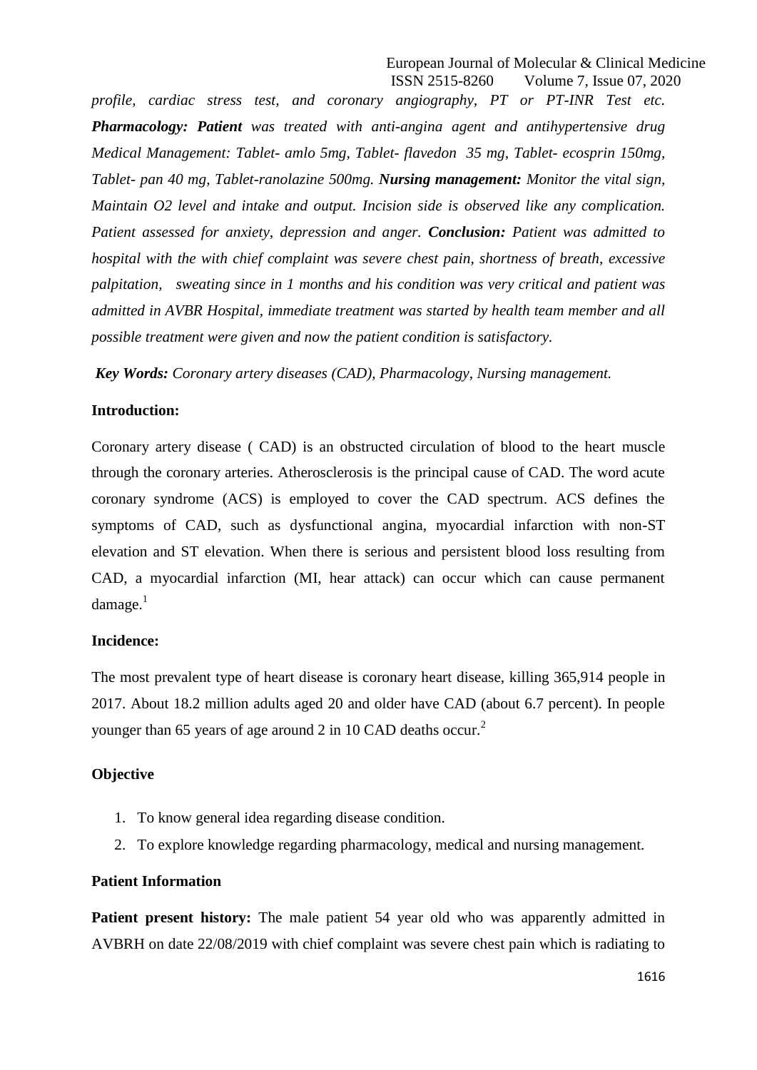*profile, cardiac stress test, and coronary angiography, PT or PT-INR Test etc.* ***Pharmacology: Patient*** *was treated with anti-angina agent and antihypertensive drug Medical Management: Tablet- amlo 5mg, Tablet- flavedon 35 mg, Tablet- ecosprin 150mg, Tablet- pan 40 mg, Tablet-ranolazine 500mg.* ***Nursing management:*** *Monitor the vital sign, Maintain O2 level and intake and output. Incision side is observed like any complication. Patient assessed for anxiety, depression and anger.* ***Conclusion:*** *Patient was admitted to hospital with the with chief complaint was severe chest pain, shortness of breath, excessive palpitation, sweating since in 1 months and his condition was very critical and patient was admitted in AVBR Hospital, immediate treatment was started by health team member and all possible treatment were given and now the patient condition is satisfactory.*

***Key Words:*** *Coronary artery diseases (CAD), Pharmacology, Nursing management.*

**Introduction:**

Coronary artery disease ( CAD) is an obstructed circulation of blood to the heart muscle through the coronary arteries. Atherosclerosis is the principal cause of CAD. The word acute coronary syndrome (ACS) is employed to cover the CAD spectrum. ACS defines the symptoms of CAD, such as dysfunctional angina, myocardial infarction with non-ST elevation and ST elevation. When there is serious and persistent blood loss resulting from CAD, a myocardial infarction (MI, hear attack) can occur which can cause permanent damage.[1]

**Incidence:**

The most prevalent type of heart disease is coronary heart disease, killing 365,914 people in 2017. About 18.2 million adults aged 20 and older have CAD (about 6.7 percent). In people younger than 65 years of age around 2 in 10 CAD deaths occur.[2]

**Objective**

1. To know general idea regarding disease condition.
2. To explore knowledge regarding pharmacology, medical and nursing management.

**Patient Information**

**Patient present history:** The male patient 54 year old who was apparently admitted in AVBRH on date 22/08/2019 with chief complaint was severe chest pain which is radiating to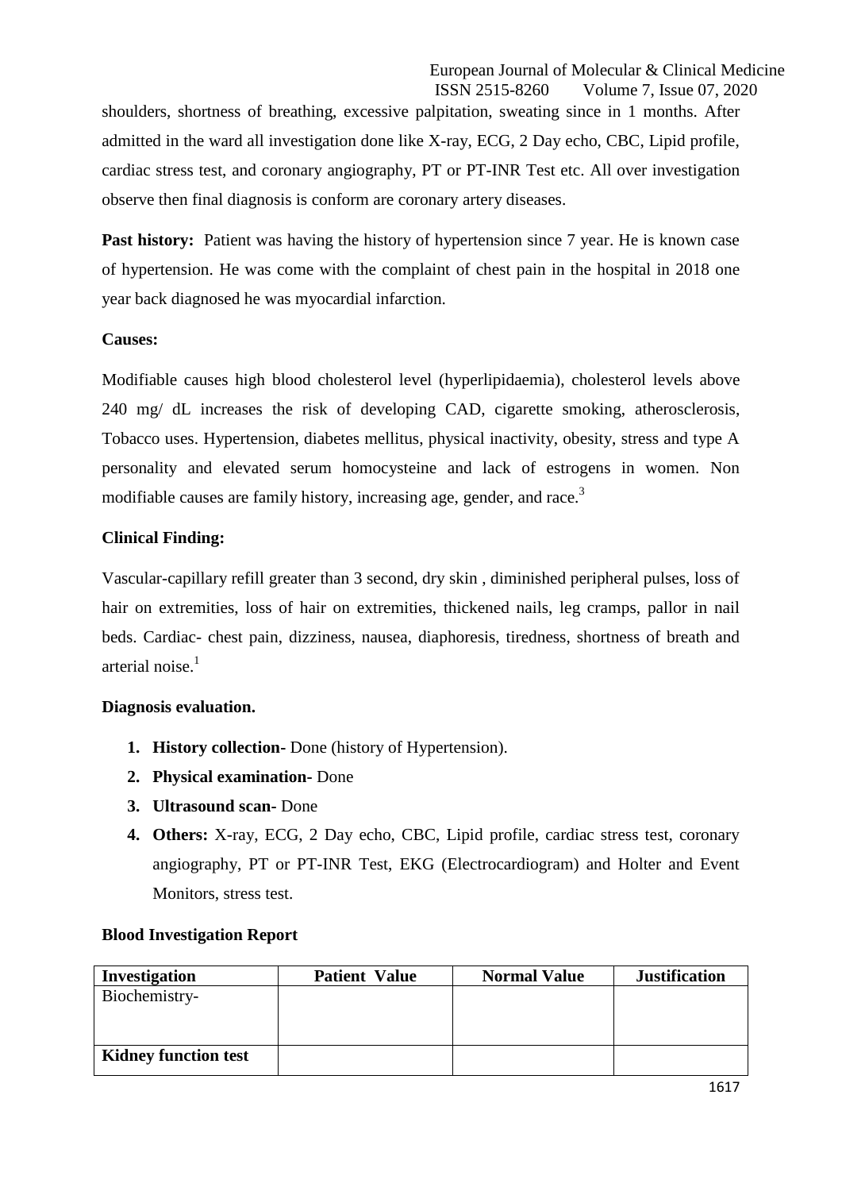shoulders, shortness of breathing, excessive palpitation, sweating since in 1 months. After admitted in the ward all investigation done like X-ray, ECG, 2 Day echo, CBC, Lipid profile, cardiac stress test, and coronary angiography, PT or PT-INR Test etc. All over investigation observe then final diagnosis is conform are coronary artery diseases.

**Past history:** Patient was having the history of hypertension since 7 year. He is known case of hypertension. He was come with the complaint of chest pain in the hospital in 2018 one year back diagnosed he was myocardial infarction.

**Causes:**

Modifiable causes high blood cholesterol level (hyperlipidaemia), cholesterol levels above 240 mg/ dL increases the risk of developing CAD, cigarette smoking, atherosclerosis, Tobacco uses. Hypertension, diabetes mellitus, physical inactivity, obesity, stress and type A personality and elevated serum homocysteine and lack of estrogens in women. Non modifiable causes are family history, increasing age, gender, and race.[3]

**Clinical Finding:**

Vascular-capillary refill greater than 3 second, dry skin , diminished peripheral pulses, loss of hair on extremities, loss of hair on extremities, thickened nails, leg cramps, pallor in nail beds. Cardiac- chest pain, dizziness, nausea, diaphoresis, tiredness, shortness of breath and arterial noise.[1]

**Diagnosis evaluation.**

1. **History collection-** Done (history of Hypertension).
2. **Physical examination-** Done
3. **Ultrasound scan-** Done
4. **Others:** X-ray, ECG, 2 Day echo, CBC, Lipid profile, cardiac stress test, coronary angiography, PT or PT-INR Test, EKG (Electrocardiogram) and Holter and Event Monitors, stress test.

**Blood Investigation Report**

| Investigation | Patient Value | Normal Value | Justification |
|---|---|---|---|
| Biochemistry- | | | |
| **Kidney function test** | | | |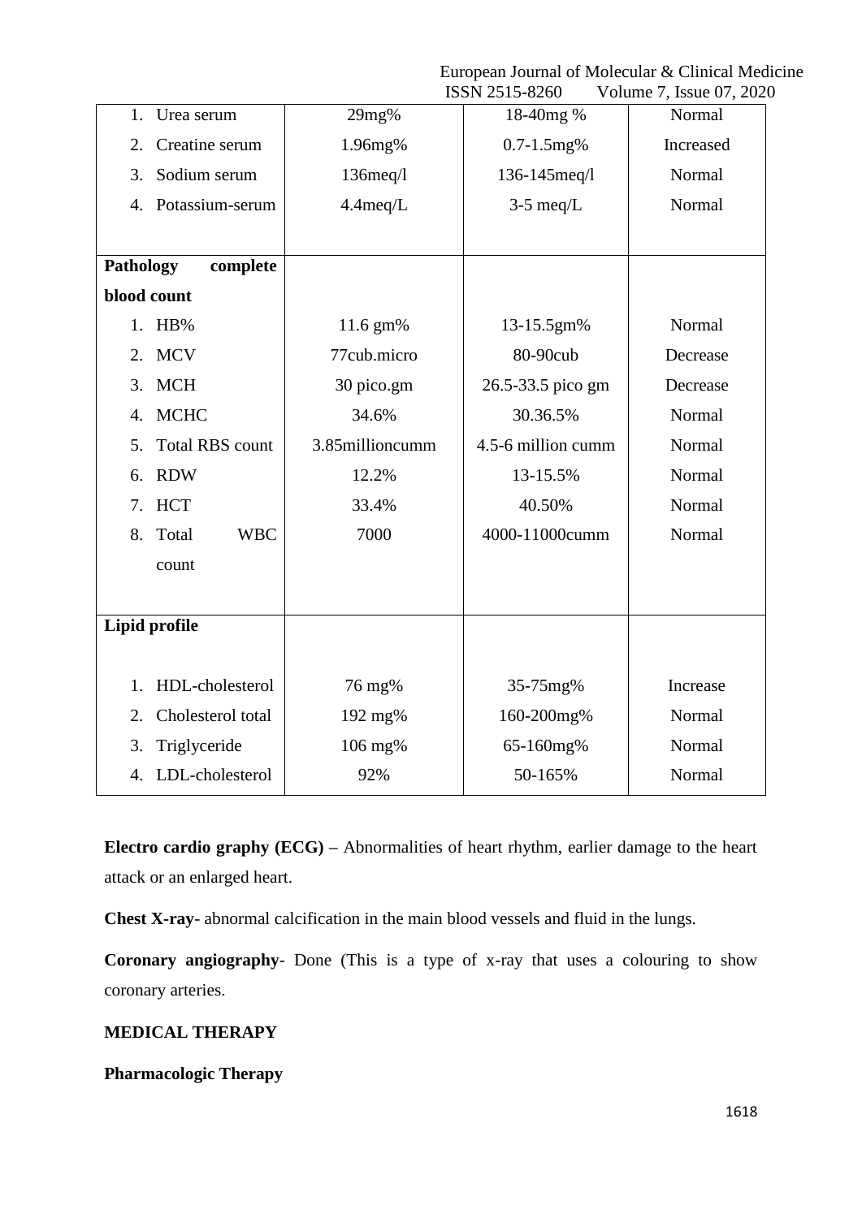| | | | |
|---|---|---|---|
| 1. Urea serum | 29mg% | 18-40mg % | Normal |
| 2. Creatine serum | 1.96mg% | 0.7-1.5mg% | Increased |
| 3. Sodium serum | 136meq/l | 136-145meq/l | Normal |
| 4. Potassium-serum | 4.4meq/L | 3-5 meq/L | Normal |
| **Pathology complete blood count** | | | |
| 1. HB% | 11.6 gm% | 13-15.5gm% | Normal |
| 2. MCV | 77cub.micro | 80-90cub | Decrease |
| 3. MCH | 30 pico.gm | 26.5-33.5 pico gm | Decrease |
| 4. MCHC | 34.6% | 30.36.5% | Normal |
| 5. Total RBS count | 3.85millioncumm | 4.5-6 million cumm | Normal |
| 6. RDW | 12.2% | 13-15.5% | Normal |
| 7. HCT | 33.4% | 40.50% | Normal |
| 8. Total WBC count | 7000 | 4000-11000cumm | Normal |
| **Lipid profile** | | | |
| 1. HDL-cholesterol | 76 mg% | 35-75mg% | Increase |
| 2. Cholesterol total | 192 mg% | 160-200mg% | Normal |
| 3. Triglyceride | 106 mg% | 65-160mg% | Normal |
| 4. LDL-cholesterol | 92% | 50-165% | Normal |

**Electro cardio graphy (ECG) –** Abnormalities of heart rhythm, earlier damage to the heart attack or an enlarged heart.

**Chest X-ray**- abnormal calcification in the main blood vessels and fluid in the lungs.

**Coronary angiography**- Done (This is a type of x-ray that uses a colouring to show coronary arteries.

**MEDICAL THERAPY**

**Pharmacologic Therapy**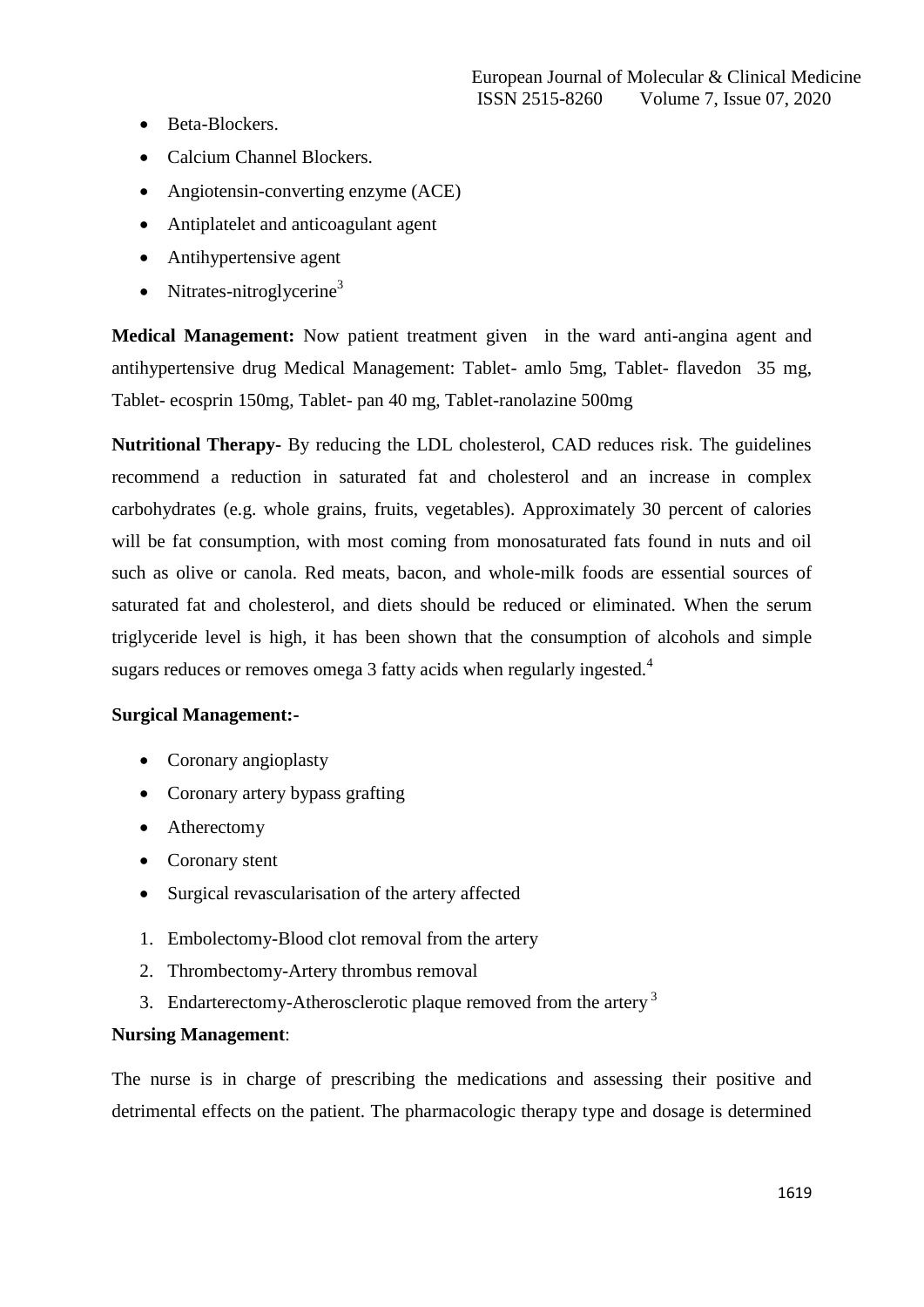- Beta-Blockers.
- Calcium Channel Blockers.
- Angiotensin-converting enzyme (ACE)
- Antiplatelet and anticoagulant agent
- Antihypertensive agent
- Nitrates-nitroglycerine[3]

**Medical Management:** Now patient treatment given in the ward anti-angina agent and antihypertensive drug Medical Management: Tablet- amlo 5mg, Tablet- flavedon 35 mg, Tablet- ecosprin 150mg, Tablet- pan 40 mg, Tablet-ranolazine 500mg

**Nutritional Therapy**- By reducing the LDL cholesterol, CAD reduces risk. The guidelines recommend a reduction in saturated fat and cholesterol and an increase in complex carbohydrates (e.g. whole grains, fruits, vegetables). Approximately 30 percent of calories will be fat consumption, with most coming from monosaturated fats found in nuts and oil such as olive or canola. Red meats, bacon, and whole-milk foods are essential sources of saturated fat and cholesterol, and diets should be reduced or eliminated. When the serum triglyceride level is high, it has been shown that the consumption of alcohols and simple sugars reduces or removes omega 3 fatty acids when regularly ingested.[4]

**Surgical Management:-**

- Coronary angioplasty
- Coronary artery bypass grafting
- Atherectomy
- Coronary stent
- Surgical revascularisation of the artery affected

1. Embolectomy-Blood clot removal from the artery
2. Thrombectomy-Artery thrombus removal
3. Endarterectomy-Atherosclerotic plaque removed from the artery [3]

**Nursing Management**:

The nurse is in charge of prescribing the medications and assessing their positive and detrimental effects on the patient. The pharmacologic therapy type and dosage is determined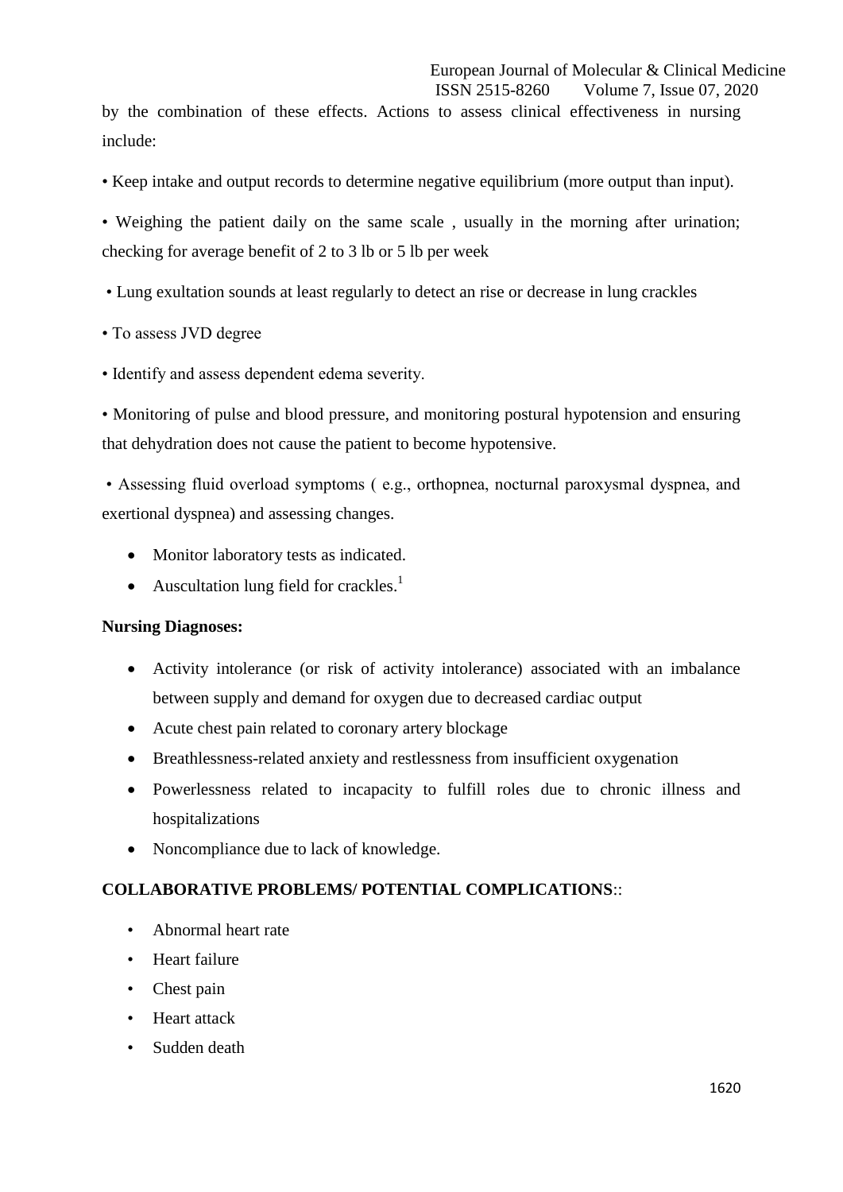by the combination of these effects. Actions to assess clinical effectiveness in nursing include:

• Keep intake and output records to determine negative equilibrium (more output than input).

• Weighing the patient daily on the same scale , usually in the morning after urination; checking for average benefit of 2 to 3 lb or 5 lb per week

• Lung exultation sounds at least regularly to detect an rise or decrease in lung crackles

• To assess JVD degree

• Identify and assess dependent edema severity.

• Monitoring of pulse and blood pressure, and monitoring postural hypotension and ensuring that dehydration does not cause the patient to become hypotensive.

• Assessing fluid overload symptoms ( e.g., orthopnea, nocturnal paroxysmal dyspnea, and exertional dyspnea) and assessing changes.

- Monitor laboratory tests as indicated.
- Auscultation lung field for crackles.[1]

**Nursing Diagnoses:**

- Activity intolerance (or risk of activity intolerance) associated with an imbalance between supply and demand for oxygen due to decreased cardiac output
- Acute chest pain related to coronary artery blockage
- Breathlessness-related anxiety and restlessness from insufficient oxygenation
- Powerlessness related to incapacity to fulfill roles due to chronic illness and hospitalizations
- Noncompliance due to lack of knowledge.

**COLLABORATIVE PROBLEMS/ POTENTIAL COMPLICATIONS**::

- Abnormal heart rate
- Heart failure
- Chest pain
- Heart attack
- Sudden death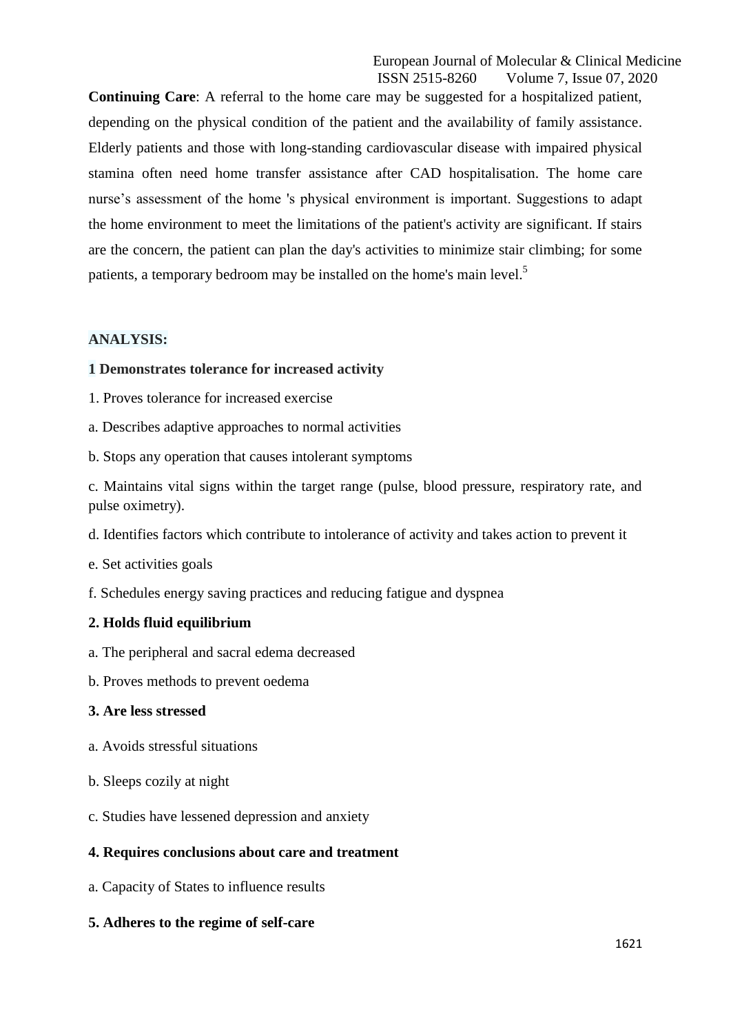**Continuing Care**: A referral to the home care may be suggested for a hospitalized patient, depending on the physical condition of the patient and the availability of family assistance. Elderly patients and those with long-standing cardiovascular disease with impaired physical stamina often need home transfer assistance after CAD hospitalisation. The home care nurse's assessment of the home 's physical environment is important. Suggestions to adapt the home environment to meet the limitations of the patient's activity are significant. If stairs are the concern, the patient can plan the day's activities to minimize stair climbing; for some patients, a temporary bedroom may be installed on the home's main level.[5]

## ANALYSIS:

**1 Demonstrates tolerance for increased activity**

1. Proves tolerance for increased exercise

a. Describes adaptive approaches to normal activities

b. Stops any operation that causes intolerant symptoms

c. Maintains vital signs within the target range (pulse, blood pressure, respiratory rate, and pulse oximetry).

d. Identifies factors which contribute to intolerance of activity and takes action to prevent it

e. Set activities goals

f. Schedules energy saving practices and reducing fatigue and dyspnea

**2. Holds fluid equilibrium**

a. The peripheral and sacral edema decreased

b. Proves methods to prevent oedema

**3. Are less stressed**

a. Avoids stressful situations

b. Sleeps cozily at night

c. Studies have lessened depression and anxiety

**4. Requires conclusions about care and treatment**

a. Capacity of States to influence results

**5. Adheres to the regime of self-care**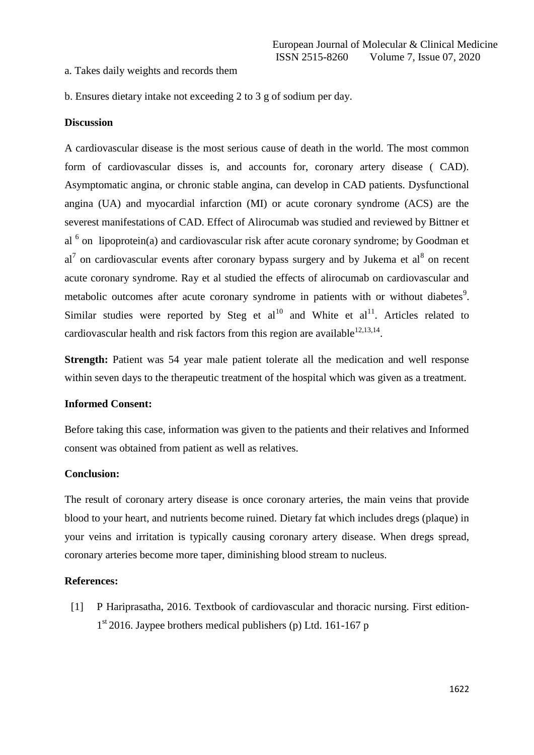a. Takes daily weights and records them

b. Ensures dietary intake not exceeding 2 to 3 g of sodium per day.

**Discussion**

A cardiovascular disease is the most serious cause of death in the world. The most common form of cardiovascular disses is, and accounts for, coronary artery disease ( CAD). Asymptomatic angina, or chronic stable angina, can develop in CAD patients. Dysfunctional angina (UA) and myocardial infarction (MI) or acute coronary syndrome (ACS) are the severest manifestations of CAD. Effect of Alirocumab was studied and reviewed by Bittner et al [6] on lipoprotein(a) and cardiovascular risk after acute coronary syndrome; by Goodman et al[7] on cardiovascular events after coronary bypass surgery and by Jukema et al[8] on recent acute coronary syndrome. Ray et al studied the effects of alirocumab on cardiovascular and metabolic outcomes after acute coronary syndrome in patients with or without diabetes[9]. Similar studies were reported by Steg et al[10] and White et al[11]. Articles related to cardiovascular health and risk factors from this region are available[12,13,14].

**Strength:** Patient was 54 year male patient tolerate all the medication and well response within seven days to the therapeutic treatment of the hospital which was given as a treatment.

**Informed Consent:**

Before taking this case, information was given to the patients and their relatives and Informed consent was obtained from patient as well as relatives.

**Conclusion:**

The result of coronary artery disease is once coronary arteries, the main veins that provide blood to your heart, and nutrients become ruined. Dietary fat which includes dregs (plaque) in your veins and irritation is typically causing coronary artery disease. When dregs spread, coronary arteries become more taper, diminishing blood stream to nucleus.

**References:**

[1] P Hariprasatha, 2016. Textbook of cardiovascular and thoracic nursing. First edition-1st 2016. Jaypee brothers medical publishers (p) Ltd. 161-167 p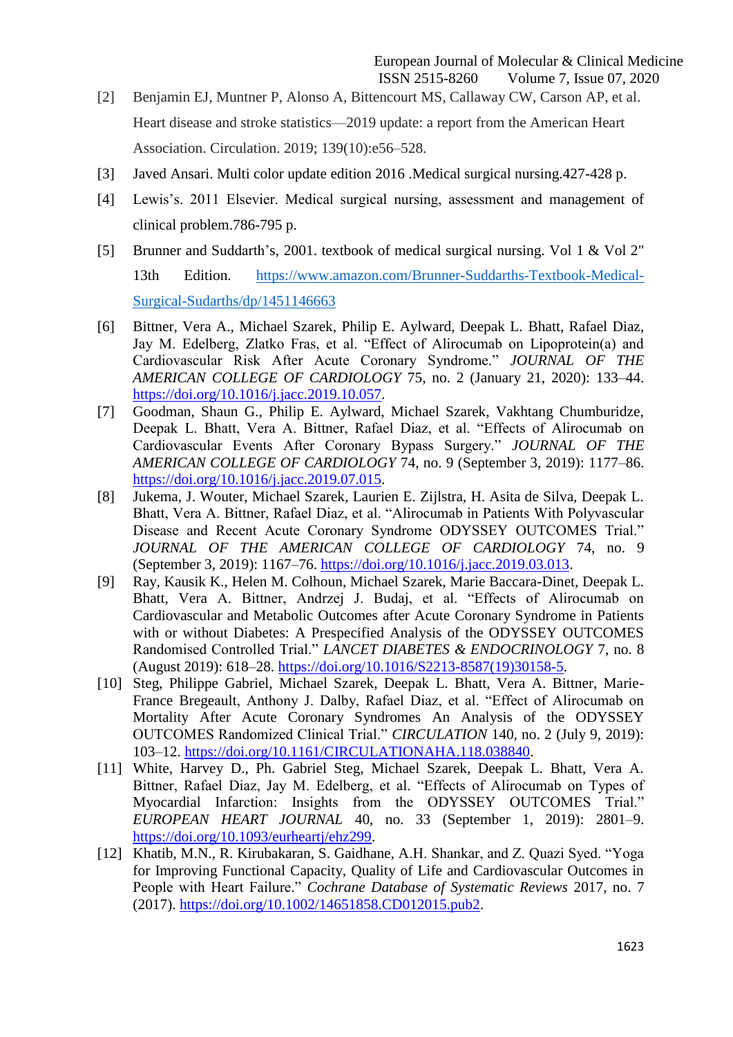[2] Benjamin EJ, Muntner P, Alonso A, Bittencourt MS, Callaway CW, Carson AP, et al. Heart disease and stroke statistics—2019 update: a report from the American Heart Association. Circulation. 2019; 139(10):e56–528.

[3] Javed Ansari. Multi color update edition 2016 .Medical surgical nursing.427-428 p.

[4] Lewis's. 2011 Elsevier. Medical surgical nursing, assessment and management of clinical problem.786-795 p.

[5] Brunner and Suddarth's, 2001. textbook of medical surgical nursing. Vol 1 & Vol 2" 13th Edition. https://www.amazon.com/Brunner-Suddarths-Textbook-Medical-Surgical-Sudarths/dp/1451146663

[6] Bittner, Vera A., Michael Szarek, Philip E. Aylward, Deepak L. Bhatt, Rafael Diaz, Jay M. Edelberg, Zlatko Fras, et al. "Effect of Alirocumab on Lipoprotein(a) and Cardiovascular Risk After Acute Coronary Syndrome." *JOURNAL OF THE AMERICAN COLLEGE OF CARDIOLOGY* 75, no. 2 (January 21, 2020): 133–44. https://doi.org/10.1016/j.jacc.2019.10.057.

[7] Goodman, Shaun G., Philip E. Aylward, Michael Szarek, Vakhtang Chumburidze, Deepak L. Bhatt, Vera A. Bittner, Rafael Diaz, et al. "Effects of Alirocumab on Cardiovascular Events After Coronary Bypass Surgery." *JOURNAL OF THE AMERICAN COLLEGE OF CARDIOLOGY* 74, no. 9 (September 3, 2019): 1177–86. https://doi.org/10.1016/j.jacc.2019.07.015.

[8] Jukema, J. Wouter, Michael Szarek, Laurien E. Zijlstra, H. Asita de Silva, Deepak L. Bhatt, Vera A. Bittner, Rafael Diaz, et al. "Alirocumab in Patients With Polyvascular Disease and Recent Acute Coronary Syndrome ODYSSEY OUTCOMES Trial." *JOURNAL OF THE AMERICAN COLLEGE OF CARDIOLOGY* 74, no. 9 (September 3, 2019): 1167–76. https://doi.org/10.1016/j.jacc.2019.03.013.

[9] Ray, Kausik K., Helen M. Colhoun, Michael Szarek, Marie Baccara-Dinet, Deepak L. Bhatt, Vera A. Bittner, Andrzej J. Budaj, et al. "Effects of Alirocumab on Cardiovascular and Metabolic Outcomes after Acute Coronary Syndrome in Patients with or without Diabetes: A Prespecified Analysis of the ODYSSEY OUTCOMES Randomised Controlled Trial." *LANCET DIABETES & ENDOCRINOLOGY* 7, no. 8 (August 2019): 618–28. https://doi.org/10.1016/S2213-8587(19)30158-5.

[10] Steg, Philippe Gabriel, Michael Szarek, Deepak L. Bhatt, Vera A. Bittner, Marie-France Bregeault, Anthony J. Dalby, Rafael Diaz, et al. "Effect of Alirocumab on Mortality After Acute Coronary Syndromes An Analysis of the ODYSSEY OUTCOMES Randomized Clinical Trial." *CIRCULATION* 140, no. 2 (July 9, 2019): 103–12. https://doi.org/10.1161/CIRCULATIONAHA.118.038840.

[11] White, Harvey D., Ph. Gabriel Steg, Michael Szarek, Deepak L. Bhatt, Vera A. Bittner, Rafael Diaz, Jay M. Edelberg, et al. "Effects of Alirocumab on Types of Myocardial Infarction: Insights from the ODYSSEY OUTCOMES Trial." *EUROPEAN HEART JOURNAL* 40, no. 33 (September 1, 2019): 2801–9. https://doi.org/10.1093/eurheartj/ehz299.

[12] Khatib, M.N., R. Kirubakaran, S. Gaidhane, A.H. Shankar, and Z. Quazi Syed. "Yoga for Improving Functional Capacity, Quality of Life and Cardiovascular Outcomes in People with Heart Failure." *Cochrane Database of Systematic Reviews* 2017, no. 7 (2017). https://doi.org/10.1002/14651858.CD012015.pub2.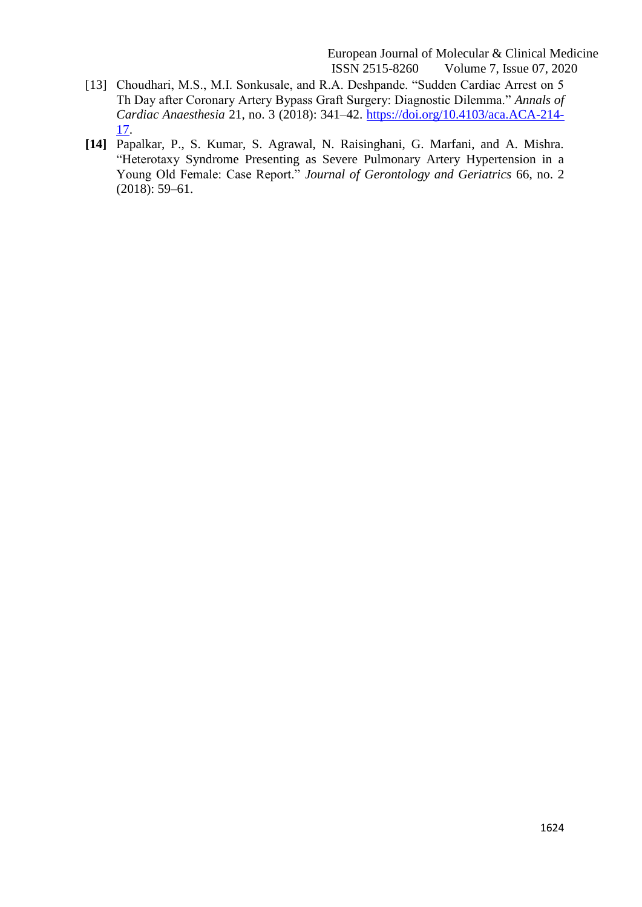[13] Choudhari, M.S., M.I. Sonkusale, and R.A. Deshpande. "Sudden Cardiac Arrest on 5 Th Day after Coronary Artery Bypass Graft Surgery: Diagnostic Dilemma." *Annals of Cardiac Anaesthesia* 21, no. 3 (2018): 341–42. https://doi.org/10.4103/aca.ACA-214-17.

**[14]** Papalkar, P., S. Kumar, S. Agrawal, N. Raisinghani, G. Marfani, and A. Mishra. "Heterotaxy Syndrome Presenting as Severe Pulmonary Artery Hypertension in a Young Old Female: Case Report." *Journal of Gerontology and Geriatrics* 66, no. 2 (2018): 59–61.